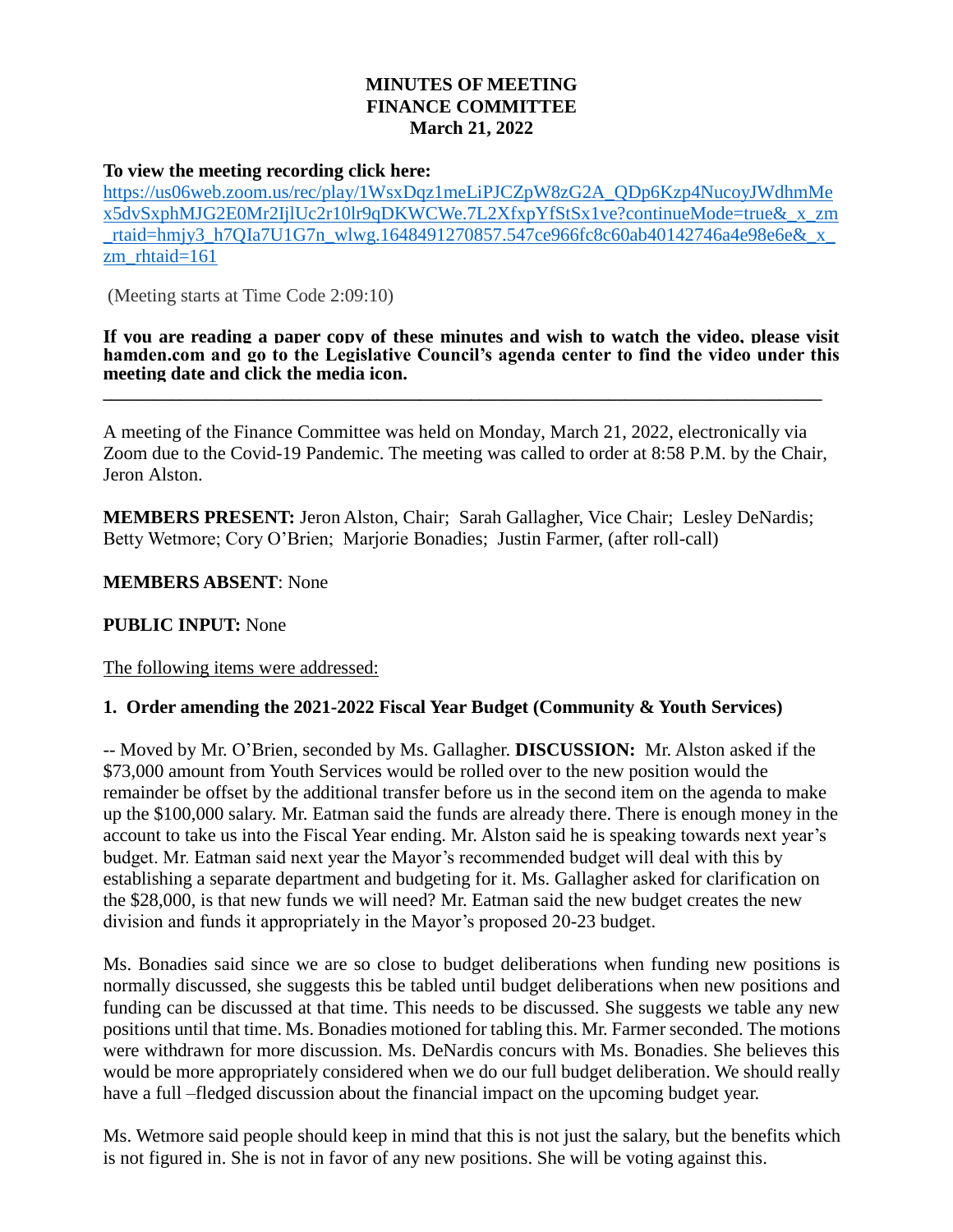# MINUTES OF MEETING
# FINANCE COMMITTEE
# March 21, 2022

**To view the meeting recording click here:**
https://us06web.zoom.us/rec/play/1WsxDqz1meLiPJCZpW8zG2A_QDp6Kzp4NucoyJWdhmMex5dvSxphMJG2E0Mr2IjlUc2r10lr9qDKWCWe.7L2XfxpYfStSx1ve?continueMode=true&_x_zm_rtaid=hmjy3_h7QIa7U1G7n_wlwg.1648491270857.547ce966fc8c60ab40142746a4e98e6e&_x_zm_rhtaid=161

(Meeting starts at Time Code 2:09:10)

**If you are reading a paper copy of these minutes and wish to watch the video, please visit hamden.com and go to the Legislative Council's agenda center to find the video under this meeting date and click the media icon.**

---

A meeting of the Finance Committee was held on Monday, March 21, 2022, electronically via Zoom due to the Covid-19 Pandemic. The meeting was called to order at 8:58 P.M. by the Chair, Jeron Alston.

**MEMBERS PRESENT:** Jeron Alston, Chair; Sarah Gallagher, Vice Chair; Lesley DeNardis; Betty Wetmore; Cory O'Brien; Marjorie Bonadies; Justin Farmer, (after roll-call)

**MEMBERS ABSENT**: None

**PUBLIC INPUT:** None

The following items were addressed:

**1. Order amending the 2021-2022 Fiscal Year Budget (Community & Youth Services)**

-- Moved by Mr. O'Brien, seconded by Ms. Gallagher. **DISCUSSION:** Mr. Alston asked if the $73,000 amount from Youth Services would be rolled over to the new position would the remainder be offset by the additional transfer before us in the second item on the agenda to make up the $100,000 salary. Mr. Eatman said the funds are already there. There is enough money in the account to take us into the Fiscal Year ending. Mr. Alston said he is speaking towards next year's budget. Mr. Eatman said next year the Mayor's recommended budget will deal with this by establishing a separate department and budgeting for it. Ms. Gallagher asked for clarification on the $28,000, is that new funds we will need? Mr. Eatman said the new budget creates the new division and funds it appropriately in the Mayor's proposed 20-23 budget.

Ms. Bonadies said since we are so close to budget deliberations when funding new positions is normally discussed, she suggests this be tabled until budget deliberations when new positions and funding can be discussed at that time. This needs to be discussed. She suggests we table any new positions until that time. Ms. Bonadies motioned for tabling this. Mr. Farmer seconded. The motions were withdrawn for more discussion. Ms. DeNardis concurs with Ms. Bonadies. She believes this would be more appropriately considered when we do our full budget deliberation. We should really have a full –fledged discussion about the financial impact on the upcoming budget year.

Ms. Wetmore said people should keep in mind that this is not just the salary, but the benefits which is not figured in. She is not in favor of any new positions. She will be voting against this.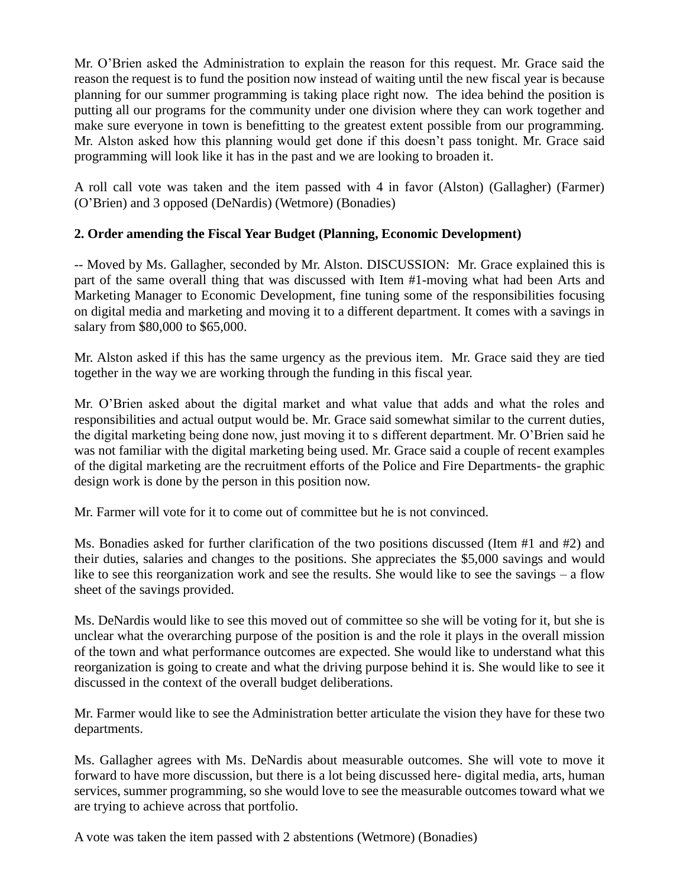Mr. O'Brien asked the Administration to explain the reason for this request. Mr. Grace said the reason the request is to fund the position now instead of waiting until the new fiscal year is because planning for our summer programming is taking place right now. The idea behind the position is putting all our programs for the community under one division where they can work together and make sure everyone in town is benefitting to the greatest extent possible from our programming. Mr. Alston asked how this planning would get done if this doesn't pass tonight. Mr. Grace said programming will look like it has in the past and we are looking to broaden it.

A roll call vote was taken and the item passed with 4 in favor (Alston) (Gallagher) (Farmer) (O'Brien) and 3 opposed (DeNardis) (Wetmore) (Bonadies)

**2. Order amending the Fiscal Year Budget (Planning, Economic Development)**

-- Moved by Ms. Gallagher, seconded by Mr. Alston. DISCUSSION: Mr. Grace explained this is part of the same overall thing that was discussed with Item #1-moving what had been Arts and Marketing Manager to Economic Development, fine tuning some of the responsibilities focusing on digital media and marketing and moving it to a different department. It comes with a savings in salary from $80,000 to $65,000.

Mr. Alston asked if this has the same urgency as the previous item. Mr. Grace said they are tied together in the way we are working through the funding in this fiscal year.

Mr. O'Brien asked about the digital market and what value that adds and what the roles and responsibilities and actual output would be. Mr. Grace said somewhat similar to the current duties, the digital marketing being done now, just moving it to s different department. Mr. O'Brien said he was not familiar with the digital marketing being used. Mr. Grace said a couple of recent examples of the digital marketing are the recruitment efforts of the Police and Fire Departments- the graphic design work is done by the person in this position now.

Mr. Farmer will vote for it to come out of committee but he is not convinced.

Ms. Bonadies asked for further clarification of the two positions discussed (Item #1 and #2) and their duties, salaries and changes to the positions. She appreciates the $5,000 savings and would like to see this reorganization work and see the results. She would like to see the savings – a flow sheet of the savings provided.

Ms. DeNardis would like to see this moved out of committee so she will be voting for it, but she is unclear what the overarching purpose of the position is and the role it plays in the overall mission of the town and what performance outcomes are expected. She would like to understand what this reorganization is going to create and what the driving purpose behind it is. She would like to see it discussed in the context of the overall budget deliberations.

Mr. Farmer would like to see the Administration better articulate the vision they have for these two departments.

Ms. Gallagher agrees with Ms. DeNardis about measurable outcomes. She will vote to move it forward to have more discussion, but there is a lot being discussed here- digital media, arts, human services, summer programming, so she would love to see the measurable outcomes toward what we are trying to achieve across that portfolio.

A vote was taken the item passed with 2 abstentions (Wetmore) (Bonadies)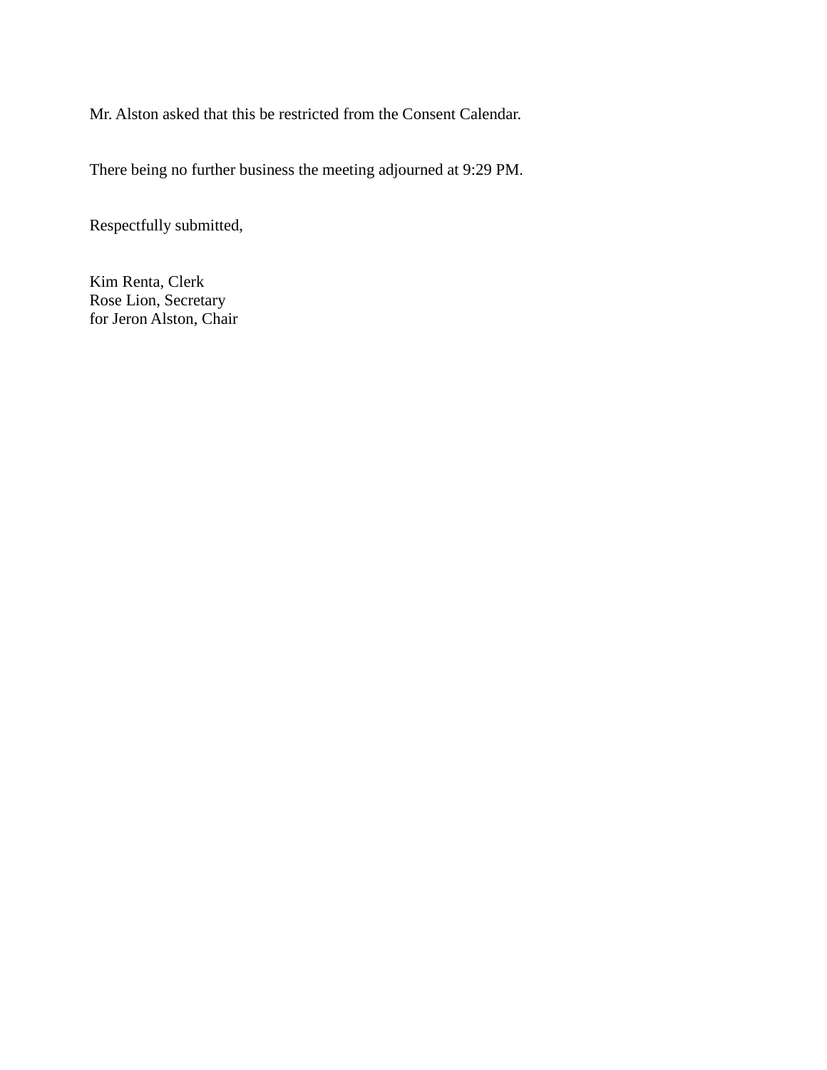Mr. Alston asked that this be restricted from the Consent Calendar.

There being no further business the meeting adjourned at 9:29 PM.

Respectfully submitted,

Kim Renta, Clerk
Rose Lion, Secretary
for Jeron Alston, Chair